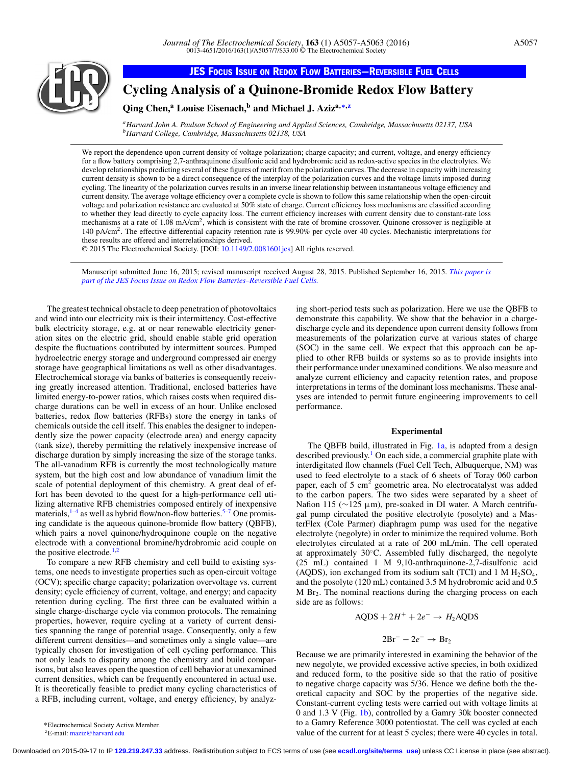JES Focus Issue on Redox Flow Batteries—Reversible Fuel Cells

# Cycling Analysis of a Quinone-Bromide Redox Flow Battery

**Qing Chen,[a] Louise Eisenach,[b] and Michael J. Aziz[a,*,z]**

[a] *Harvard John A. Paulson School of Engineering and Applied Sciences, Cambridge, Massachusetts 02137, USA*
[b] *Harvard College, Cambridge, Massachusetts 02138, USA*

We report the dependence upon current density of voltage polarization; charge capacity; and current, voltage, and energy efficiency for a flow battery comprising 2,7-anthraquinone disulfonic acid and hydrobromic acid as redox-active species in the electrolytes. We develop relationships predicting several of these figures of merit from the polarization curves. The decrease in capacity with increasing current density is shown to be a direct consequence of the interplay of the polarization curves and the voltage limits imposed during cycling. The linearity of the polarization curves results in an inverse linear relationship between instantaneous voltage efficiency and current density. The average voltage efficiency over a complete cycle is shown to follow this same relationship when the open-circuit voltage and polarization resistance are evaluated at 50% state of charge. Current efficiency loss mechanisms are classified according to whether they lead directly to cycle capacity loss. The current efficiency increases with current density due to constant-rate loss mechanisms at a rate of 1.08 mA/cm$^2$, which is consistent with the rate of bromine crossover. Quinone crossover is negligible at 140 pA/cm$^2$. The effective differential capacity retention rate is 99.90% per cycle over 40 cycles. Mechanistic interpretations for these results are offered and interrelationships derived.
© 2015 The Electrochemical Society. [DOI: 10.1149/2.0081601jes] All rights reserved.

Manuscript submitted June 16, 2015; revised manuscript received August 28, 2015. Published September 16, 2015. *This paper is part of the JES Focus Issue on Redox Flow Batteries–Reversible Fuel Cells.*

The greatest technical obstacle to deep penetration of photovoltaics and wind into our electricity mix is their intermittency. Cost-effective bulk electricity storage, e.g. at or near renewable electricity generation sites on the electric grid, should enable stable grid operation despite the fluctuations contributed by intermittent sources. Pumped hydroelectric energy storage and underground compressed air energy storage have geographical limitations as well as other disadvantages. Electrochemical storage via banks of batteries is consequently receiving greatly increased attention. Traditional, enclosed batteries have limited energy-to-power ratios, which raises costs when required discharge durations can be well in excess of an hour. Unlike enclosed batteries, redox flow batteries (RFBs) store the energy in tanks of chemicals outside the cell itself. This enables the designer to independently size the power capacity (electrode area) and energy capacity (tank size), thereby permitting the relatively inexpensive increase of discharge duration by simply increasing the size of the storage tanks. The all-vanadium RFB is currently the most technologically mature system, but the high cost and low abundance of vanadium limit the scale of potential deployment of this chemistry. A great deal of effort has been devoted to the quest for a high-performance cell utilizing alternative RFB chemistries composed entirely of inexpensive materials,[1–4] as well as hybrid flow/non-flow batteries.[5–7] One promising candidate is the aqueous quinone-bromide flow battery (QBFB), which pairs a novel quinone/hydroquinone couple on the negative electrode with a conventional bromine/hydrobromic acid couple on the positive electrode.[1,2]

To compare a new RFB chemistry and cell build to existing systems, one needs to investigate properties such as open-circuit voltage (OCV); specific charge capacity; polarization overvoltage vs. current density; cycle efficiency of current, voltage, and energy; and capacity retention during cycling. The first three can be evaluated within a single charge-discharge cycle via common protocols. The remaining properties, however, require cycling at a variety of current densities spanning the range of potential usage. Consequently, only a few different current densities—and sometimes only a single value—are typically chosen for investigation of cell cycling performance. This not only leads to disparity among the chemistry and build comparisons, but also leaves open the question of cell behavior at unexamined current densities, which can be frequently encountered in actual use. It is theoretically feasible to predict many cycling characteristics of a RFB, including current, voltage, and energy efficiency, by analyzing short-period tests such as polarization. Here we use the QBFB to demonstrate this capability. We show that the behavior in a charge-discharge cycle and its dependence upon current density follows from measurements of the polarization curve at various states of charge (SOC) in the same cell. We expect that this approach can be applied to other RFB builds or systems so as to provide insights into their performance under unexamined conditions. We also measure and analyze current efficiency and capacity retention rates, and propose interpretations in terms of the dominant loss mechanisms. These analyses are intended to permit future engineering improvements to cell performance.

## Experimental

The QBFB build, illustrated in Fig. 1a, is adapted from a design described previously.[1] On each side, a commercial graphite plate with interdigitated flow channels (Fuel Cell Tech, Albuquerque, NM) was used to feed electrolyte to a stack of 6 sheets of Toray 060 carbon paper, each of 5 cm$^2$ geometric area. No electrocatalyst was added to the carbon papers. The two sides were separated by a sheet of Nafion 115 (∼125 μm), pre-soaked in DI water. A March centrifugal pump circulated the positive electrolyte (posolyte) and a MasterFlex (Cole Parmer) diaphragm pump was used for the negative electrolyte (negolyte) in order to minimize the required volume. Both electrolytes circulated at a rate of 200 mL/min. The cell operated at approximately 30°C. Assembled fully discharged, the negolyte (25 mL) contained 1 M 9,10-anthraquinone-2,7-disulfonic acid (AQDS), ion exchanged from its sodium salt (TCI) and 1 M $H_2SO_4$, and the posolyte (120 mL) contained 3.5 M hydrobromic acid and 0.5 M $Br_2$. The nominal reactions during the charging process on each side are as follows:

$$\text{AQDS} + 2H^+ + 2e^- \rightarrow H_2\text{AQDS}$$

$$2\text{Br}^- - 2e^- \rightarrow \text{Br}_2$$

Because we are primarily interested in examining the behavior of the new negolyte, we provided excessive active species, in both oxidized and reduced form, to the positive side so that the ratio of positive to negative charge capacity was 5/36. Hence we define both the theoretical capacity and SOC by the properties of the negative side. Constant-current cycling tests were carried out with voltage limits at 0 and 1.3 V (Fig. 1b), controlled by a Gamry 30k booster connected to a Gamry Reference 3000 potentiostat. The cell was cycled at each value of the current for at least 5 cycles; there were 40 cycles in total.

*Electrochemical Society Active Member.
[z]E-mail: maziz@harvard.edu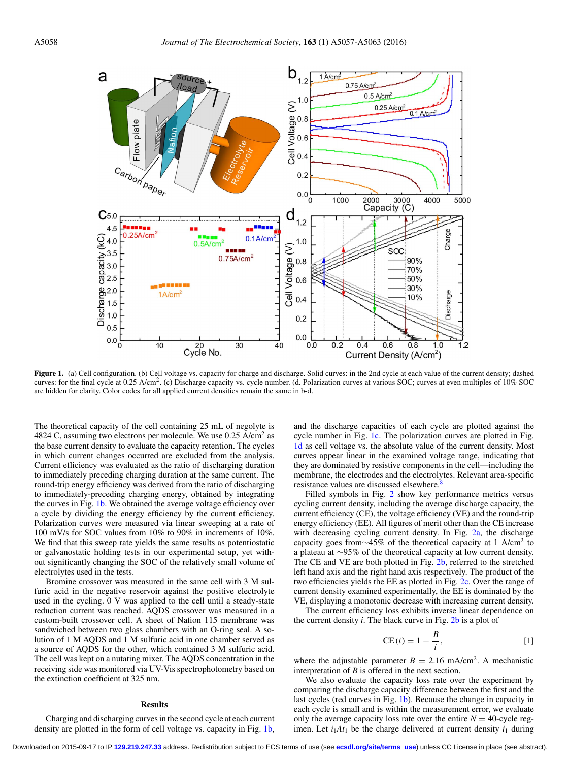**Figure 1.** (a) Cell configuration. (b) Cell voltage vs. capacity for charge and discharge. Solid curves: in the 2nd cycle at each value of the current density; dashed curves: for the final cycle at 0.25 A/cm$^2$. (c) Discharge capacity vs. cycle number. (d. Polarization curves at various SOC; curves at even multiples of 10% SOC are hidden for clarity. Color codes for all applied current densities remain the same in b-d.

The theoretical capacity of the cell containing 25 mL of negolyte is 4824 C, assuming two electrons per molecule. We use 0.25 A/cm$^2$ as the base current density to evaluate the capacity retention. The cycles in which current changes occurred are excluded from the analysis. Current efficiency was evaluated as the ratio of discharging duration to immediately preceding charging duration at the same current. The round-trip energy efficiency was derived from the ratio of discharging to immediately-preceding charging energy, obtained by integrating the curves in Fig. 1b. We obtained the average voltage efficiency over a cycle by dividing the energy efficiency by the current efficiency. Polarization curves were measured via linear sweeping at a rate of 100 mV/s for SOC values from 10% to 90% in increments of 10%. We find that this sweep rate yields the same results as potentiostatic or galvanostatic holding tests in our experimental setup, yet without significantly changing the SOC of the relatively small volume of electrolytes used in the tests.

Bromine crossover was measured in the same cell with 3 M sulfuric acid in the negative reservoir against the positive electrolyte used in the cycling. 0 V was applied to the cell until a steady-state reduction current was reached. AQDS crossover was measured in a custom-built crossover cell. A sheet of Nafion 115 membrane was sandwiched between two glass chambers with an O-ring seal. A solution of 1 M AQDS and 1 M sulfuric acid in one chamber served as a source of AQDS for the other, which contained 3 M sulfuric acid. The cell was kept on a nutating mixer. The AQDS concentration in the receiving side was monitored via UV-Vis spectrophotometry based on the extinction coefficient at 325 nm.

## Results

Charging and discharging curves in the second cycle at each current density are plotted in the form of cell voltage vs. capacity in Fig. 1b, and the discharge capacities of each cycle are plotted against the cycle number in Fig. 1c. The polarization curves are plotted in Fig. 1d as cell voltage vs. the absolute value of the current density. Most curves appear linear in the examined voltage range, indicating that they are dominated by resistive components in the cell—including the membrane, the electrodes and the electrolytes. Relevant area-specific resistance values are discussed elsewhere.[8]

Filled symbols in Fig. 2 show key performance metrics versus cycling current density, including the average discharge capacity, the current efficiency (CE), the voltage efficiency (VE) and the round-trip energy efficiency (EE). All figures of merit other than the CE increase with decreasing cycling current density. In Fig. 2a, the discharge capacity goes from ∼45% of the theoretical capacity at 1 A/cm$^2$ to a plateau at ∼95% of the theoretical capacity at low current density. The CE and VE are both plotted in Fig. 2b, referred to the stretched left hand axis and the right hand axis respectively. The product of the two efficiencies yields the EE as plotted in Fig. 2c. Over the range of current density examined experimentally, the EE is dominated by the VE, displaying a monotonic decrease with increasing current density.

The current efficiency loss exhibits inverse linear dependence on the current density $i$. The black curve in Fig. 2b is a plot of

$$CE(i) = 1 - \frac{B}{i}, \tag{1}$$

where the adjustable parameter $B$ = 2.16 mA/cm$^2$. A mechanistic interpretation of $B$ is offered in the next section.

We also evaluate the capacity loss rate over the experiment by comparing the discharge capacity difference between the first and the last cycles (red curves in Fig. 1b). Because the change in capacity in each cycle is small and is within the measurement error, we evaluate only the average capacity loss rate over the entire $N$ = 40-cycle regimen. Let $i_1 A t_1$ be the charge delivered at current density $i_1$ during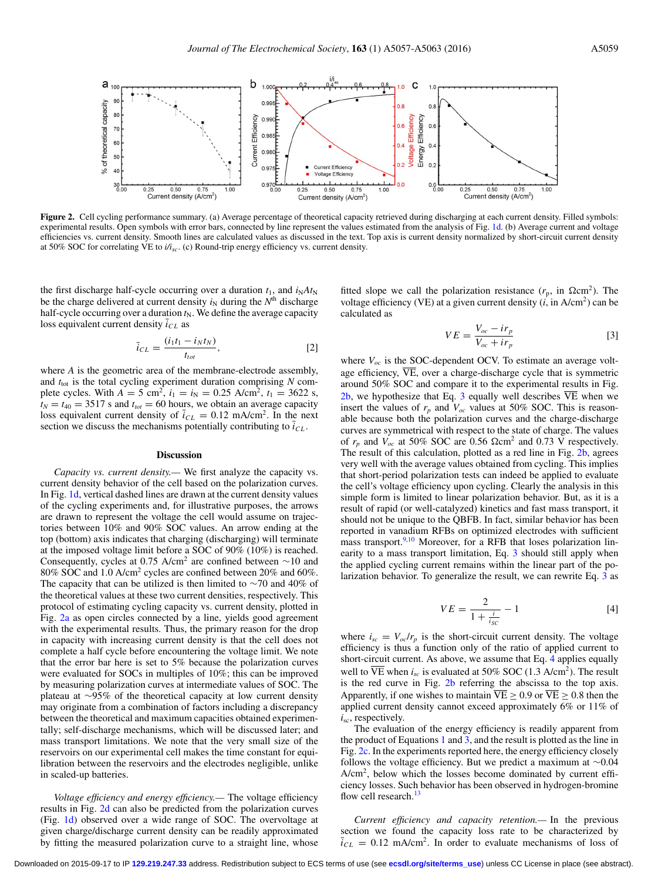Figure 2. Cell cycling performance summary. (a) Average percentage of theoretical capacity retrieved during discharging at each current density. Filled symbols: experimental results. Open symbols with error bars, connected by line represent the values estimated from the analysis of Fig. 1d. (b) Average current and voltage efficiencies vs. current density. Smooth lines are calculated values as discussed in the text. Top axis is current density normalized by short-circuit current density at 50% SOC for correlating VE to $i/i_{sc}$. (c) Round-trip energy efficiency vs. current density.

the first discharge half-cycle occurring over a duration $t_1$, and $i_N A t_N$ be the charge delivered at current density $i_N$ during the $N^{th}$ discharge half-cycle occurring over a duration $t_N$. We define the average capacity loss equivalent current density $\bar{i}_{CL}$ as

$$\bar{i}_{CL} = \frac{(i_1 t_1 - i_N t_N)}{t_{tot}}, \quad [2]$$

where $A$ is the geometric area of the membrane-electrode assembly, and $t_{tot}$ is the total cycling experiment duration comprising $N$ complete cycles. With $A = 5$ cm$^2$, $i_1 = i_N = 0.25$ A/cm$^2$, $t_1 = 3622$ s, $t_N = t_{40} = 3517$ s and $t_{tot} = 60$ hours, we obtain an average capacity loss equivalent current density of $\bar{i}_{CL} = 0.12$ mA/cm$^2$. In the next section we discuss the mechanisms potentially contributing to $\bar{i}_{CL}$.

## Discussion

*Capacity vs. current density.*— We first analyze the capacity vs. current density behavior of the cell based on the polarization curves. In Fig. 1d, vertical dashed lines are drawn at the current density values of the cycling experiments and, for illustrative purposes, the arrows are drawn to represent the voltage the cell would assume on trajectories between 10% and 90% SOC values. An arrow ending at the top (bottom) axis indicates that charging (discharging) will terminate at the imposed voltage limit before a SOC of 90% (10%) is reached. Consequently, cycles at 0.75 A/cm$^2$ are confined between ~10 and 80% SOC and 1.0 A/cm$^2$ cycles are confined between 20% and 60%. The capacity that can be utilized is then limited to ~70 and 40% of the theoretical values at these two current densities, respectively. This protocol of estimating cycling capacity vs. current density, plotted in Fig. 2a as open circles connected by a line, yields good agreement with the experimental results. Thus, the primary reason for the drop in capacity with increasing current density is that the cell does not complete a half cycle before encountering the voltage limit. We note that the error bar here is set to 5% because the polarization curves were evaluated for SOCs in multiples of 10%; this can be improved by measuring polarization curves at intermediate values of SOC. The plateau at ~95% of the theoretical capacity at low current density may originate from a combination of factors including a discrepancy between the theoretical and maximum capacities obtained experimentally; self-discharge mechanisms, which will be discussed later; and mass transport limitations. We note that the very small size of the reservoirs on our experimental cell makes the time constant for equilibration between the reservoirs and the electrodes negligible, unlike in scaled-up batteries.

*Voltage efficiency and energy efficiency.*— The voltage efficiency results in Fig. 2d can also be predicted from the polarization curves (Fig. 1d) observed over a wide range of SOC. The overvoltage at given charge/discharge current density can be readily approximated by fitting the measured polarization curve to a straight line, whose fitted slope we call the polarization resistance ($r_p$, in Ωcm$^2$). The voltage efficiency (VE) at a given current density ($i$, in A/cm$^2$) can be calculated as

$$VE = \frac{V_{oc} - i r_p}{V_{oc} + i r_p} \quad [3]$$

where $V_{oc}$ is the SOC-dependent OCV. To estimate an average voltage efficiency, $\overline{VE}$, over a charge-discharge cycle that is symmetric around 50% SOC and compare it to the experimental results in Fig. 2b, we hypothesize that Eq. 3 equally well describes $\overline{VE}$ when we insert the values of $r_p$ and $V_{oc}$ values at 50% SOC. This is reasonable because both the polarization curves and the charge-discharge curves are symmetrical with respect to the state of charge. The values of $r_p$ and $V_{oc}$ at 50% SOC are 0.56 Ωcm$^2$ and 0.73 V respectively. The result of this calculation, plotted as a red line in Fig. 2b, agrees very well with the average values obtained from cycling. This implies that short-period polarization tests can indeed be applied to evaluate the cell's voltage efficiency upon cycling. Clearly the analysis in this simple form is limited to linear polarization behavior. But, as it is a result of rapid (or well-catalyzed) kinetics and fast mass transport, it should not be unique to the QBFB. In fact, similar behavior has been reported in vanadium RFBs on optimized electrodes with sufficient mass transport.[9,10] Moreover, for a RFB that loses polarization linearity to a mass transport limitation, Eq. 3 should still apply when the applied cycling current remains within the linear part of the polarization behavior. To generalize the result, we can rewrite Eq. 3 as

$$VE = \frac{2}{1 + \frac{i}{i_{SC}}} - 1 \quad [4]$$

where $i_{sc} = V_{oc}/r_p$ is the short-circuit current density. The voltage efficiency is thus a function only of the ratio of applied current to short-circuit current. As above, we assume that Eq. 4 applies equally well to $\overline{VE}$ when $i_{sc}$ is evaluated at 50% SOC (1.3 A/cm$^2$). The result is the red curve in Fig. 2b referring the abscissa to the top axis. Apparently, if one wishes to maintain $\overline{VE} \geq 0.9$ or $\overline{VE} \geq 0.8$ then the applied current density cannot exceed approximately 6% or 11% of $i_{sc}$, respectively.

The evaluation of the energy efficiency is readily apparent from the product of Equations 1 and 3, and the result is plotted as the line in Fig. 2c. In the experiments reported here, the energy efficiency closely follows the voltage efficiency. But we predict a maximum at ~0.04 A/cm$^2$, below which the losses become dominated by current efficiency losses. Such behavior has been observed in hydrogen-bromine flow cell research.[13]

*Current efficiency and capacity retention.*— In the previous section we found the capacity loss rate to be characterized by $\bar{i}_{CL} = 0.12$ mA/cm$^2$. In order to evaluate mechanisms of loss of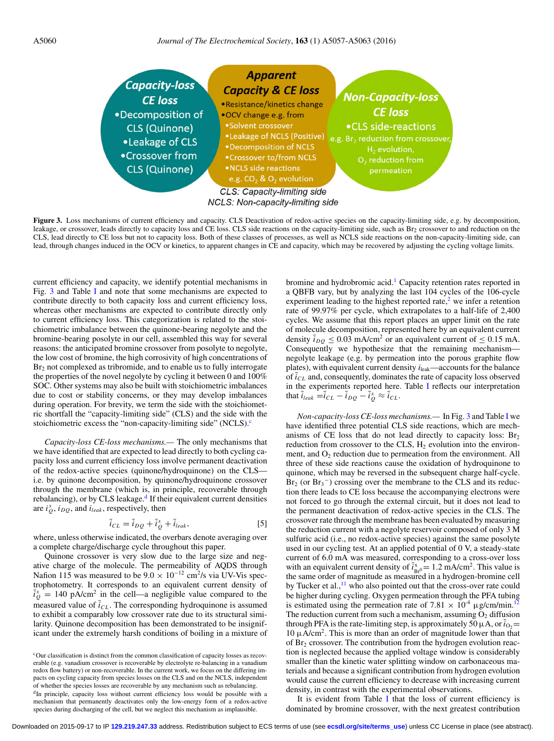Capacity-loss CE loss
- Decomposition of CLS (Quinone)
- Leakage of CLS
- Crossover from CLS (Quinone)

Apparent Capacity & CE loss
- Resistance/kinetics change
- OCV change e.g. from
  - Solvent crossover
  - Leakage of NCLS (Positive)
  - Decomposition of NCLS
  - Crossover to/from NCLS
  - NCLS side reactions e.g. $CO_2$ & $O_2$ evolution

Non-Capacity-loss CE loss
- CLS side-reactions e.g. $Br_2$ reduction from crossover, $H_2$ evolution, $O_2$ reduction from permeation

CLS: Capacity-limiting side
NCLS: Non-capacity-limiting side

**Figure 3.** Loss mechanisms of current efficiency and capacity. CLS Deactivation of redox-active species on the capacity-limiting side, e.g. by decomposition, leakage, or crossover, leads directly to capacity loss and CE loss. CLS side reactions on the capacity-limiting side, such as $Br_2$ crossover to and reduction on the CLS, lead directly to CE loss but not to capacity loss. Both of these classes of processes, as well as NCLS side reactions on the non-capacity-limiting side, can lead, through changes induced in the OCV or kinetics, to apparent changes in CE and capacity, which may be recovered by adjusting the cycling voltage limits.

current efficiency and capacity, we identify potential mechanisms in Fig. 3 and Table I and note that some mechanisms are expected to contribute directly to both capacity loss and current efficiency loss, whereas other mechanisms are expected to contribute directly only to current efficiency loss. This categorization is related to the stoichiometric imbalance between the quinone-bearing negolyte and the bromine-bearing posolyte in our cell, assembled this way for several reasons: the anticipated bromine crossover from posolyte to negolyte, the low cost of bromine, the high corrosivity of high concentrations of $Br_2$ not complexed as tribromide, and to enable us to fully interrogate the properties of the novel negolyte by cycling it between 0 and 100% SOC. Other systems may also be built with stoichiometric imbalances due to cost or stability concerns, or they may develop imbalances during operation. For brevity, we term the side with the stoichiometric shortfall the "capacity-limiting side" (CLS) and the side with the stoichiometric excess the "non-capacity-limiting side" (NCLS).[c]

*Capacity-loss CE-loss mechanisms.—* The only mechanisms that we have identified that are expected to lead directly to both cycling capacity loss and current efficiency loss involve permanent deactivation of the redox-active species (quinone/hydroquinone) on the CLS—i.e. by quinone decomposition, by quinone/hydroquinone crossover through the membrane (which is, in principle, recoverable through rebalancing), or by CLS leakage.[d] If their equivalent current densities are $i_Q^x$, $i_{DQ}$, and $i_{leak}$, respectively, then

$$\bar{i}_{CL} = \bar{i}_{DQ} + \bar{i}_Q^x + \bar{i}_{leak}, \quad [5]$$

where, unless otherwise indicated, the overbars denote averaging over a complete charge/discharge cycle throughout this paper.

Quinone crossover is very slow due to the large size and negative charge of the molecule. The permeability of AQDS through Nafion 115 was measured to be $9.0 \times 10^{-12}$ cm²/s via UV-Vis spectrophotometry. It corresponds to an equivalent current density of $\bar{i}_Q^x = 140$ pA/cm² in the cell—a negligible value compared to the measured value of $\bar{i}_{CL}$. The corresponding hydroquinone is assumed to exhibit a comparably low crossover rate due to its structural similarity. Quinone decomposition has been demonstrated to be insignificant under the extremely harsh conditions of boiling in a mixture of bromine and hydrobromic acid.[1] Capacity retention rates reported in a QBFB vary, but by analyzing the last 104 cycles of the 106-cycle experiment leading to the highest reported rate,[2] we infer a retention rate of 99.97% per cycle, which extrapolates to a half-life of 2,400 cycles. We assume that this report places an upper limit on the rate of molecule decomposition, represented here by an equivalent current density $\bar{i}_{DQ} \leq 0.03$ mA/cm² or an equivalent current of $\leq 0.15$ mA. Consequently we hypothesize that the remaining mechanism—negolyte leakage (e.g. by permeation into the porous graphite flow plates), with equivalent current density $i_{leak}$—accounts for the balance of $\bar{i}_{CL}$ and, consequently, dominates the rate of capacity loss observed in the experiments reported here. Table I reflects our interpretation that $\bar{i}_{leak} = \bar{i}_{CL} - \bar{i}_{DQ} - \bar{i}_Q^x \approx \bar{i}_{CL}$.

*Non-capacity-loss CE-loss mechanisms.—* In Fig. 3 and Table I we have identified three potential CLS side reactions, which are mechanisms of CE loss that do not lead directly to capacity loss: $Br_2$ reduction from crossover to the CLS, $H_2$ evolution into the environment, and $O_2$ reduction due to permeation from the environment. All three of these side reactions cause the oxidation of hydroquinone to quinone, which may be reversed in the subsequent charge half-cycle. $Br_2$ (or $Br_3^-$) crossing over the membrane to the CLS and its reduction there leads to CE loss because the accompanying electrons were not forced to go through the external circuit, but it does not lead to the permanent deactivation of redox-active species in the CLS. The crossover rate through the membrane has been evaluated by measuring the reduction current with a negolyte reservoir composed of only 3 M sulfuric acid (i.e., no redox-active species) against the same posolyte used in our cycling test. At an applied potential of 0 V, a steady-state current of 6.0 mA was measured, corresponding to a cross-over loss with an equivalent current density of $\bar{i}_{Br^0}^x = 1.2$ mA/cm². This value is the same order of magnitude as measured in a hydrogen-bromine cell by Tucker et al.,[11] who also pointed out that the cross-over rate could be higher during cycling. Oxygen permeation through the PFA tubing is estimated using the permeation rate of $7.81 \times 10^{-4}$ μg/cm/min.[12] The reduction current from such a mechanism, assuming $O_2$ diffusion through PFA is the rate-limiting step, is approximately 50 μA, or $\bar{i}_{O_2} = 10$ μA/cm². This is more than an order of magnitude lower than that of $Br_2$ crossover. The contribution from the hydrogen evolution reaction is neglected because the applied voltage window is considerably smaller than the kinetic water splitting window on carbonaceous materials and because a significant contribution from hydrogen evolution would cause the current efficiency to decrease with increasing current density, in contrast with the experimental observations.

It is evident from Table I that the loss of current efficiency is dominated by bromine crossover, with the next greatest contribution

[c] Our classification is distinct from the common classification of capacity losses as recoverable (e.g. vanadium crossover is recoverable by electrolyte re-balancing in a vanadium redox flow battery) or non-recoverable. In the current work, we focus on the differing impacts on cycling capacity from species losses on the CLS and on the NCLS, independent of whether the species losses are recoverable by any mechanism such as rebalancing.

[d] In principle, capacity loss without current efficiency loss would be possible with a mechanism that permanently deactivates only the low-energy form of a redox-active species during discharging of the cell, but we neglect this mechanism as implausible.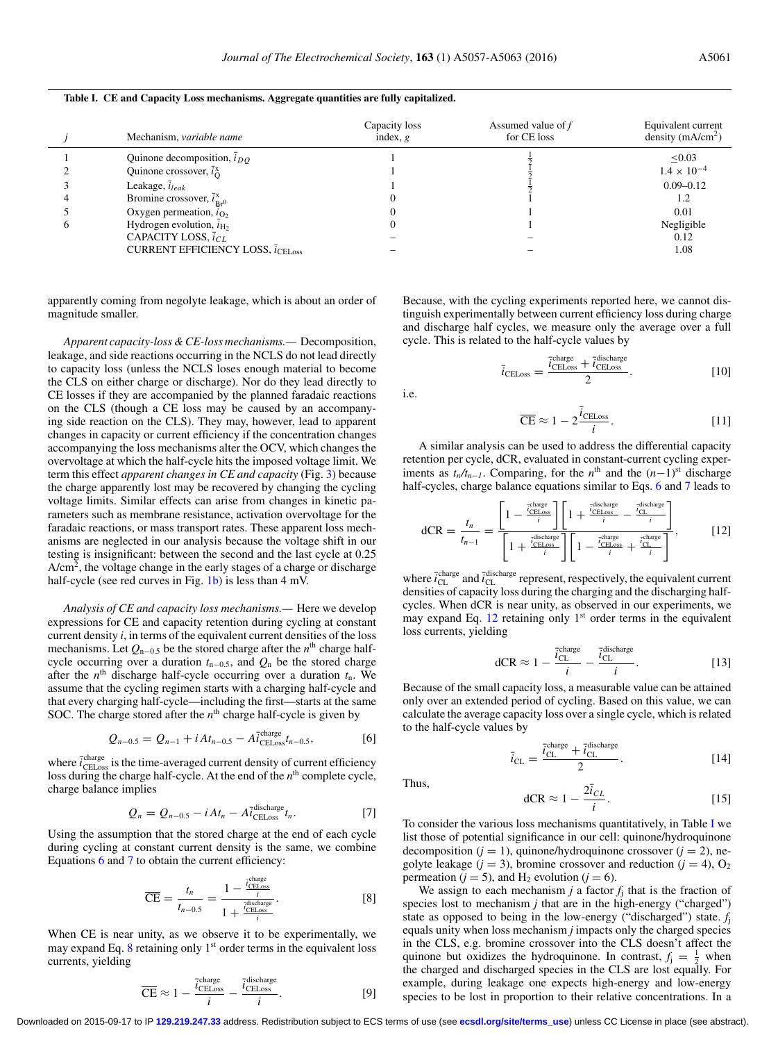**Table I. CE and Capacity Loss mechanisms. Aggregate quantities are fully capitalized.**

| $j$ | Mechanism, *variable name* | Capacity loss index, $g$ | Assumed value of $f$ for CE loss | Equivalent current density (mA/cm$^2$) |
|---|---|---|---|---|
| 1 | Quinone decomposition, $\bar{i}_{DQ}$ | 1 | $\frac{1}{2}$ | ≤0.03 |
| 2 | Quinone crossover, $\bar{i}^{x}_{Q}$ | 1 | $\frac{1}{2}$ | $1.4 \times 10^{-4}$ |
| 3 | Leakage, $\bar{i}_{leak}$ | 1 | $\frac{1}{2}$ | 0.09–0.12 |
| 4 | Bromine crossover, $\bar{i}^{x}_{Br^0}$ | 0 | 1 | 1.2 |
| 5 | Oxygen permeation, $\bar{i}_{O_2}$ | 0 | 1 | 0.01 |
| 6 | Hydrogen evolution, $\bar{i}_{H_2}$ | 0 | 1 | Negligible |
| | CAPACITY LOSS, $\bar{i}_{CL}$ | – | – | 0.12 |
| | CURRENT EFFICIENCY LOSS, $\bar{i}_{CELoss}$ | – | – | 1.08 |

apparently coming from negolyte leakage, which is about an order of magnitude smaller.

*Apparent capacity-loss & CE-loss mechanisms.*— Decomposition, leakage, and side reactions occurring in the NCLS do not lead directly to capacity loss (unless the NCLS loses enough material to become the CLS on either charge or discharge). Nor do they lead directly to CE losses if they are accompanied by the planned faradaic reactions on the CLS (though a CE loss may be caused by an accompanying side reaction on the CLS). They may, however, lead to apparent changes in capacity or current efficiency if the concentration changes accompanying the loss mechanisms alter the OCV, which changes the overvoltage at which the half-cycle hits the imposed voltage limit. We term this effect *apparent changes in CE and capacity* (Fig. 3) because the charge apparently lost may be recovered by changing the cycling voltage limits. Similar effects can arise from changes in kinetic parameters such as membrane resistance, activation overvoltage for the faradaic reactions, or mass transport rates. These apparent loss mechanisms are neglected in our analysis because the voltage shift in our testing is insignificant: between the second and the last cycle at 0.25 A/cm$^2$, the voltage change in the early stages of a charge or discharge half-cycle (see red curves in Fig. 1b) is less than 4 mV.

*Analysis of CE and capacity loss mechanisms.*— Here we develop expressions for CE and capacity retention during cycling at constant current density $i$, in terms of the equivalent current densities of the loss mechanisms. Let $Q_{n-0.5}$ be the stored charge after the $n^{th}$ charge half-cycle occurring over a duration $t_{n-0.5}$, and $Q_n$ be the stored charge after the $n^{th}$ discharge half-cycle occurring over a duration $t_n$. We assume that the cycling regimen starts with a charging half-cycle and that every charging half-cycle—including the first—starts at the same SOC. The charge stored after the $n^{th}$ charge half-cycle is given by

$$Q_{n-0.5} = Q_{n-1} + iAt_{n-0.5} - A\bar{i}^{charge}_{CELoss}t_{n-0.5}, \qquad [6]$$

where $\bar{i}^{charge}_{CELoss}$ is the time-averaged current density of current efficiency loss during the charge half-cycle. At the end of the $n^{th}$ complete cycle, charge balance implies

$$Q_n = Q_{n-0.5} - iAt_n - A\bar{i}^{discharge}_{CELoss}t_n. \qquad [7]$$

Using the assumption that the stored charge at the end of each cycle during cycling at constant current density is the same, we combine Equations 6 and 7 to obtain the current efficiency:

$$\overline{CE} = \frac{t_n}{t_{n-0.5}} = \frac{1 - \frac{\bar{i}^{charge}_{CELoss}}{i}}{1 + \frac{\bar{i}^{discharge}_{CELoss}}{i}}. \qquad [8]$$

When CE is near unity, as we observe it to be experimentally, we may expand Eq. 8 retaining only 1$^{st}$ order terms in the equivalent loss currents, yielding

$$\overline{CE} \approx 1 - \frac{\bar{i}^{charge}_{CELoss}}{i} - \frac{\bar{i}^{discharge}_{CELoss}}{i}. \qquad [9]$$

Because, with the cycling experiments reported here, we cannot distinguish experimentally between current efficiency loss during charge and discharge half cycles, we measure only the average over a full cycle. This is related to the half-cycle values by

$$\bar{i}_{CELoss} = \frac{\bar{i}^{charge}_{CELoss} + \bar{i}^{discharge}_{CELoss}}{2}. \qquad [10]$$

i.e.

$$\overline{CE} \approx 1 - 2\frac{\bar{i}_{CELoss}}{i}. \qquad [11]$$

A similar analysis can be used to address the differential capacity retention per cycle, dCR, evaluated in constant-current cycling experiments as $t_n/t_{n-1}$. Comparing, for the $n^{th}$ and the $(n-1)^{st}$ discharge half-cycles, charge balance equations similar to Eqs. 6 and 7 leads to

$$\text{dCR} = \frac{t_n}{t_{n-1}} = \frac{\left[1 - \frac{\bar{i}^{charge}_{CELoss}}{i}\right]\left[1 + \frac{\bar{i}^{discharge}_{CELoss}}{i} - \frac{\bar{i}^{discharge}_{CL}}{i}\right]}{\left[1 + \frac{\bar{i}^{discharge}_{CELoss}}{i}\right]\left[1 - \frac{\bar{i}^{charge}_{CELoss}}{i} + \frac{\bar{i}^{charge}_{CL}}{i}\right]}, \qquad [12]$$

where $\bar{i}^{charge}_{CL}$ and $\bar{i}^{discharge}_{CL}$ represent, respectively, the equivalent current densities of capacity loss during the charging and the discharging half-cycles. When dCR is near unity, as observed in our experiments, we may expand Eq. 12 retaining only 1$^{st}$ order terms in the equivalent loss currents, yielding

$$\text{dCR} \approx 1 - \frac{\bar{i}^{charge}_{CL}}{i} - \frac{\bar{i}^{discharge}_{CL}}{i}. \qquad [13]$$

Because of the small capacity loss, a measurable value can be attained only over an extended period of cycling. Based on this value, we can calculate the average capacity loss over a single cycle, which is related to the half-cycle values by

$$\bar{i}_{CL} = \frac{\bar{i}^{charge}_{CL} + \bar{i}^{discharge}_{CL}}{2}. \qquad [14]$$

Thus,

$$\text{dCR} \approx 1 - \frac{2\bar{i}_{CL}}{i}. \qquad [15]$$

To consider the various loss mechanisms quantitatively, in Table I we list those of potential significance in our cell: quinone/hydroquinone decomposition ($j = 1$), quinone/hydroquinone crossover ($j = 2$), negolyte leakage ($j = 3$), bromine crossover and reduction ($j = 4$), $O_2$ permeation ($j = 5$), and $H_2$ evolution ($j = 6$).

We assign to each mechanism $j$ a factor $f_j$ that is the fraction of species lost to mechanism $j$ that are in the high-energy ("charged") state as opposed to being in the low-energy ("discharged") state. $f_j$ equals unity when loss mechanism $j$ impacts only the charged species in the CLS, e.g. bromine crossover into the CLS doesn't affect the quinone but oxidizes the hydroquinone. In contrast, $f_j = \frac{1}{2}$ when the charged and discharged species in the CLS are lost equally. For example, during leakage one expects high-energy and low-energy species to be lost in proportion to their relative concentrations. In a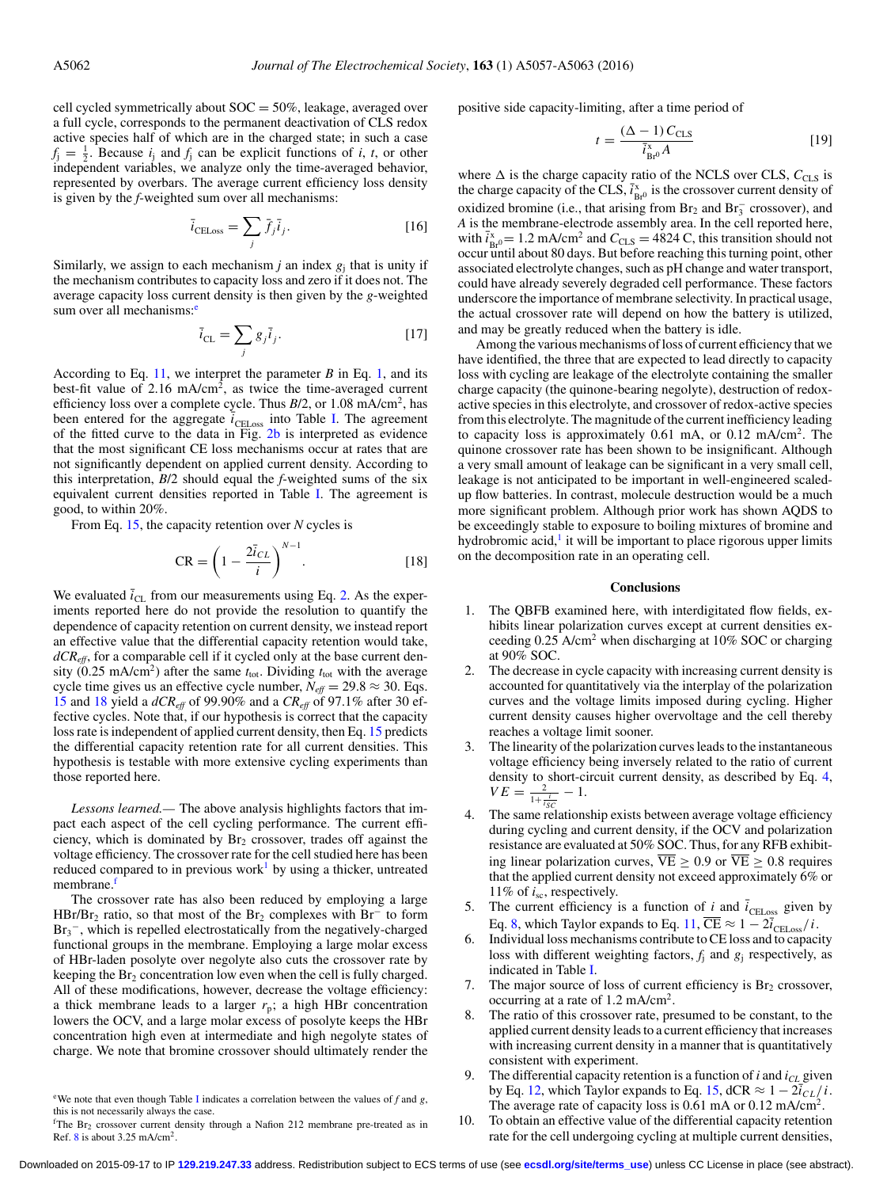cell cycled symmetrically about SOC = 50%, leakage, averaged over a full cycle, corresponds to the permanent deactivation of CLS redox active species half of which are in the charged state; in such a case $f_j = \frac{1}{2}$. Because $i_j$ and $f_j$ can be explicit functions of $i$, $t$, or other independent variables, we analyze only the time-averaged behavior, represented by overbars. The average current efficiency loss density is given by the $f$-weighted sum over all mechanisms:

$$\bar{i}_{\mathrm{CELoss}} = \sum_j \bar{f}_j \bar{i}_j. \quad [16]$$

Similarly, we assign to each mechanism $j$ an index $g_j$ that is unity if the mechanism contributes to capacity loss and zero if it does not. The average capacity loss current density is then given by the $g$-weighted sum over all mechanisms:[e]

$$\bar{i}_{\mathrm{CL}} = \sum_j g_j \bar{i}_j. \quad [17]$$

According to Eq. 11, we interpret the parameter $B$ in Eq. 1, and its best-fit value of 2.16 mA/cm$^2$, as twice the time-averaged current efficiency loss over a complete cycle. Thus $B/2$, or 1.08 mA/cm$^2$, has been entered for the aggregate $\bar{i}_{\mathrm{CELoss}}$ into Table I. The agreement of the fitted curve to the data in Fig. 2b is interpreted as evidence that the most significant CE loss mechanisms occur at rates that are not significantly dependent on applied current density. According to this interpretation, $B/2$ should equal the $f$-weighted sums of the six equivalent current densities reported in Table I. The agreement is good, to within 20%.

From Eq. 15, the capacity retention over $N$ cycles is

$$\mathrm{CR} = \left(1 - \frac{2\bar{i}_{CL}}{i}\right)^{N-1}. \quad [18]$$

We evaluated $\bar{i}_{\mathrm{CL}}$ from our measurements using Eq. 2. As the experiments reported here do not provide the resolution to quantify the dependence of capacity retention on current density, we instead report an effective value that the differential capacity retention would take, $dCR_{eff}$, for a comparable cell if it cycled only at the base current density (0.25 mA/cm$^2$) after the same $t_{\mathrm{tot}}$. Dividing $t_{\mathrm{tot}}$ with the average cycle time gives us an effective cycle number, $N_{eff} = 29.8 \approx 30$. Eqs. 15 and 18 yield a $dCR_{eff}$ of 99.90% and a $CR_{eff}$ of 97.1% after 30 effective cycles. Note that, if our hypothesis is correct that the capacity loss rate is independent of applied current density, then Eq. 15 predicts the differential capacity retention rate for all current densities. This hypothesis is testable with more extensive cycling experiments than those reported here.

*Lessons learned.*— The above analysis highlights factors that impact each aspect of the cell cycling performance. The current efficiency, which is dominated by $Br_2$ crossover, trades off against the voltage efficiency. The crossover rate for the cell studied here has been reduced compared to in previous work[1] by using a thicker, untreated membrane.[f]

The crossover rate has also been reduced by employing a large $HBr/Br_2$ ratio, so that most of the $Br_2$ complexes with $Br^-$ to form $Br_3^-$, which is repelled electrostatically from the negatively-charged functional groups in the membrane. Employing a large molar excess of HBr-laden posolyte over negolyte also cuts the crossover rate by keeping the $Br_2$ concentration low even when the cell is fully charged. All of these modifications, however, decrease the voltage efficiency: a thick membrane leads to a larger $r_p$; a high HBr concentration lowers the OCV, and a larger molar excess of posolyte keeps the HBr concentration high even at intermediate and high negolyte states of charge. We note that bromine crossover should ultimately render the positive side capacity-limiting, after a time period of

$$t = \frac{(\Delta - 1)\, C_{\mathrm{CLS}}}{\bar{i}^{x}_{\mathrm{Br}^0} A} \quad [19]$$

where $\Delta$ is the charge capacity ratio of the NCLS over CLS, $C_{\mathrm{CLS}}$ is the charge capacity of the CLS, $\bar{i}^{x}_{\mathrm{Br}^0}$ is the crossover current density of oxidized bromine (i.e., that arising from $Br_2$ and $Br_3^-$ crossover), and $A$ is the membrane-electrode assembly area. In the cell reported here, with $\bar{i}^{x}_{\mathrm{Br}^0} = 1.2$ mA/cm$^2$ and $C_{\mathrm{CLS}} = 4824$ C, this transition should not occur until about 80 days. But before reaching this turning point, other associated electrolyte changes, such as pH change and water transport, could have already severely degraded cell performance. These factors underscore the importance of membrane selectivity. In practical usage, the actual crossover rate will depend on how the battery is utilized, and may be greatly reduced when the battery is idle.

Among the various mechanisms of loss of current efficiency that we have identified, the three that are expected to lead directly to capacity loss with cycling are leakage of the electrolyte containing the smaller charge capacity (the quinone-bearing negolyte), destruction of redox-active species in this electrolyte, and crossover of redox-active species from this electrolyte. The magnitude of the current inefficiency leading to capacity loss is approximately 0.61 mA, or 0.12 mA/cm$^2$. The quinone crossover rate has been shown to be insignificant. Although a very small amount of leakage can be significant in a very small cell, leakage is not anticipated to be important in well-engineered scaled-up flow batteries. In contrast, molecule destruction would be a much more significant problem. Although prior work has shown AQDS to be exceedingly stable to exposure to boiling mixtures of bromine and hydrobromic acid,[1] it will be important to place rigorous upper limits on the decomposition rate in an operating cell.

## Conclusions

1. The QBFB examined here, with interdigitated flow fields, exhibits linear polarization curves except at current densities exceeding 0.25 A/cm$^2$ when discharging at 10% SOC or charging at 90% SOC.
2. The decrease in cycle capacity with increasing current density is accounted for quantitatively via the interplay of the polarization curves and the voltage limits imposed during cycling. Higher current density causes higher overvoltage and the cell thereby reaches a voltage limit sooner.
3. The linearity of the polarization curves leads to the instantaneous voltage efficiency being inversely related to the ratio of current density to short-circuit current density, as described by Eq. 4, $VE = \frac{2}{1+\frac{i}{i_{SC}}} - 1$.
4. The same relationship exists between average voltage efficiency during cycling and current density, if the OCV and polarization resistance are evaluated at 50% SOC. Thus, for any RFB exhibiting linear polarization curves, $\overline{\mathrm{VE}} \geq 0.9$ or $\overline{\mathrm{VE}} \geq 0.8$ requires that the applied current density not exceed approximately 6% or 11% of $i_{sc}$, respectively.
5. The current efficiency is a function of $i$ and $\bar{i}_{\mathrm{CELoss}}$ given by Eq. 8, which Taylor expands to Eq. 11, $\overline{\mathrm{CE}} \approx 1 - 2\bar{i}_{\mathrm{CELoss}}/i$.
6. Individual loss mechanisms contribute to CE loss and to capacity loss with different weighting factors, $f_j$ and $g_j$ respectively, as indicated in Table I.
7. The major source of loss of current efficiency is $Br_2$ crossover, occurring at a rate of 1.2 mA/cm$^2$.
8. The ratio of this crossover rate, presumed to be constant, to the applied current density leads to a current efficiency that increases with increasing current density in a manner that is quantitatively consistent with experiment.
9. The differential capacity retention is a function of $i$ and $i_{CL}$ given by Eq. 12, which Taylor expands to Eq. 15, $\mathrm{dCR} \approx 1 - 2\bar{i}_{CL}/i$. The average rate of capacity loss is 0.61 mA or 0.12 mA/cm$^2$.
10. To obtain an effective value of the differential capacity retention rate for the cell undergoing cycling at multiple current densities,

[e] We note that even though Table I indicates a correlation between the values of $f$ and $g$, this is not necessarily always the case.

[f] The $Br_2$ crossover current density through a Nafion 212 membrane pre-treated as in Ref. 8 is about 3.25 mA/cm$^2$.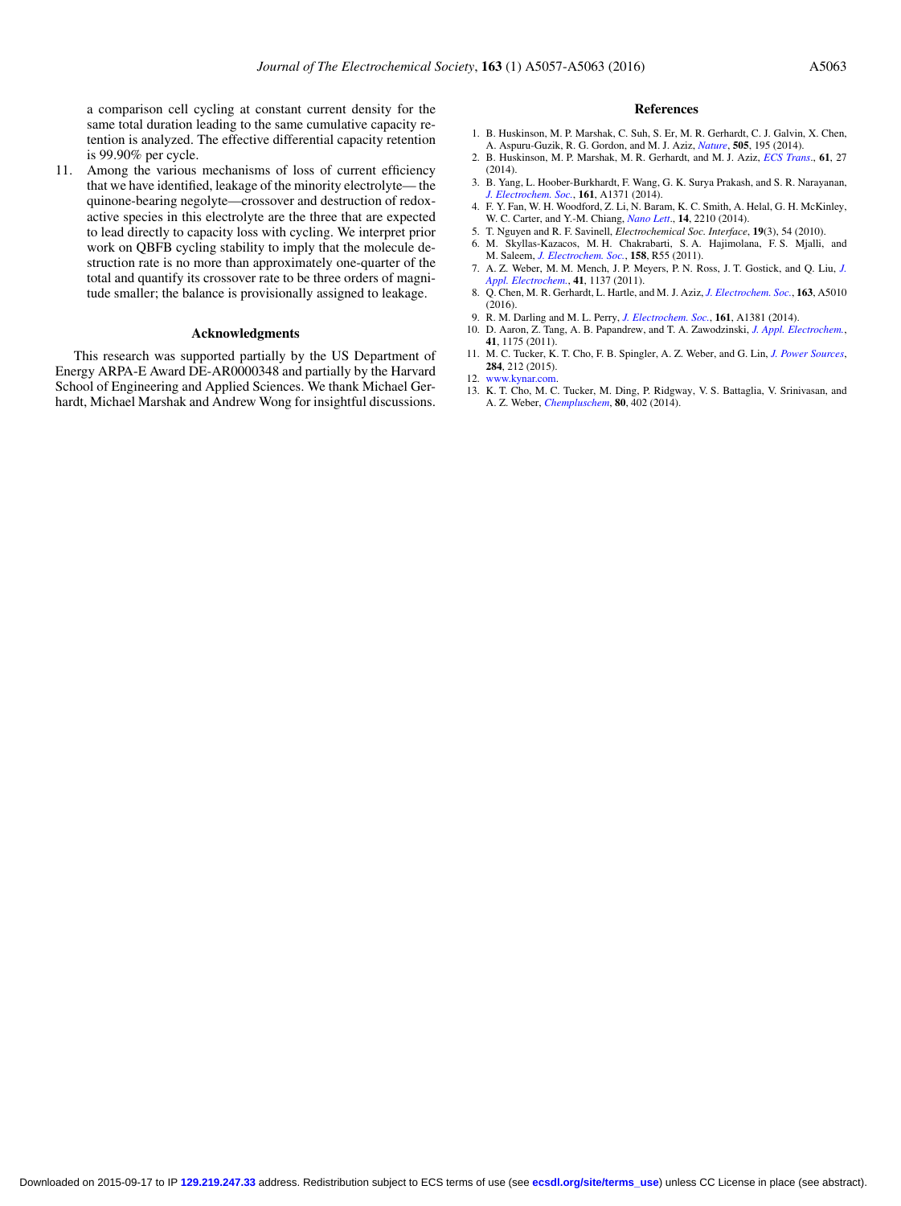a comparison cell cycling at constant current density for the same total duration leading to the same cumulative capacity retention is analyzed. The effective differential capacity retention is 99.90% per cycle.

11. Among the various mechanisms of loss of current efficiency that we have identified, leakage of the minority electrolyte— the quinone-bearing negolyte—crossover and destruction of redox-active species in this electrolyte are the three that are expected to lead directly to capacity loss with cycling. We interpret prior work on QBFB cycling stability to imply that the molecule destruction rate is no more than approximately one-quarter of the total and quantify its crossover rate to be three orders of magnitude smaller; the balance is provisionally assigned to leakage.

## Acknowledgments

This research was supported partially by the US Department of Energy ARPA-E Award DE-AR0000348 and partially by the Harvard School of Engineering and Applied Sciences. We thank Michael Gerhardt, Michael Marshak and Andrew Wong for insightful discussions.

## References

1. B. Huskinson, M. P. Marshak, C. Suh, S. Er, M. R. Gerhardt, C. J. Galvin, X. Chen, A. Aspuru-Guzik, R. G. Gordon, and M. J. Aziz, *Nature*, **505**, 195 (2014).
2. B. Huskinson, M. P. Marshak, M. R. Gerhardt, and M. J. Aziz, *ECS Trans.*, **61**, 27 (2014).
3. B. Yang, L. Hoober-Burkhardt, F. Wang, G. K. Surya Prakash, and S. R. Narayanan, *J. Electrochem. Soc.*, **161**, A1371 (2014).
4. F. Y. Fan, W. H. Woodford, Z. Li, N. Baram, K. C. Smith, A. Helal, G. H. McKinley, W. C. Carter, and Y.-M. Chiang, *Nano Lett.*, **14**, 2210 (2014).
5. T. Nguyen and R. F. Savinell, *Electrochemical Soc. Interface*, **19**(3), 54 (2010).
6. M. Skyllas-Kazacos, M. H. Chakrabarti, S. A. Hajimolana, F. S. Mjalli, and M. Saleem, *J. Electrochem. Soc.*, **158**, R55 (2011).
7. A. Z. Weber, M. M. Mench, J. P. Meyers, P. N. Ross, J. T. Gostick, and Q. Liu, *J. Appl. Electrochem.*, **41**, 1137 (2011).
8. Q. Chen, M. R. Gerhardt, L. Hartle, and M. J. Aziz, *J. Electrochem. Soc.*, **163**, A5010 (2016).
9. R. M. Darling and M. L. Perry, *J. Electrochem. Soc.*, **161**, A1381 (2014).
10. D. Aaron, Z. Tang, A. B. Papandrew, and T. A. Zawodzinski, *J. Appl. Electrochem.*, **41**, 1175 (2011).
11. M. C. Tucker, K. T. Cho, F. B. Spingler, A. Z. Weber, and G. Lin, *J. Power Sources*, **284**, 212 (2015).
12. www.kynar.com.
13. K. T. Cho, M. C. Tucker, M. Ding, P. Ridgway, V. S. Battaglia, V. Srinivasan, and A. Z. Weber, *Chempluschem*, **80**, 402 (2014).